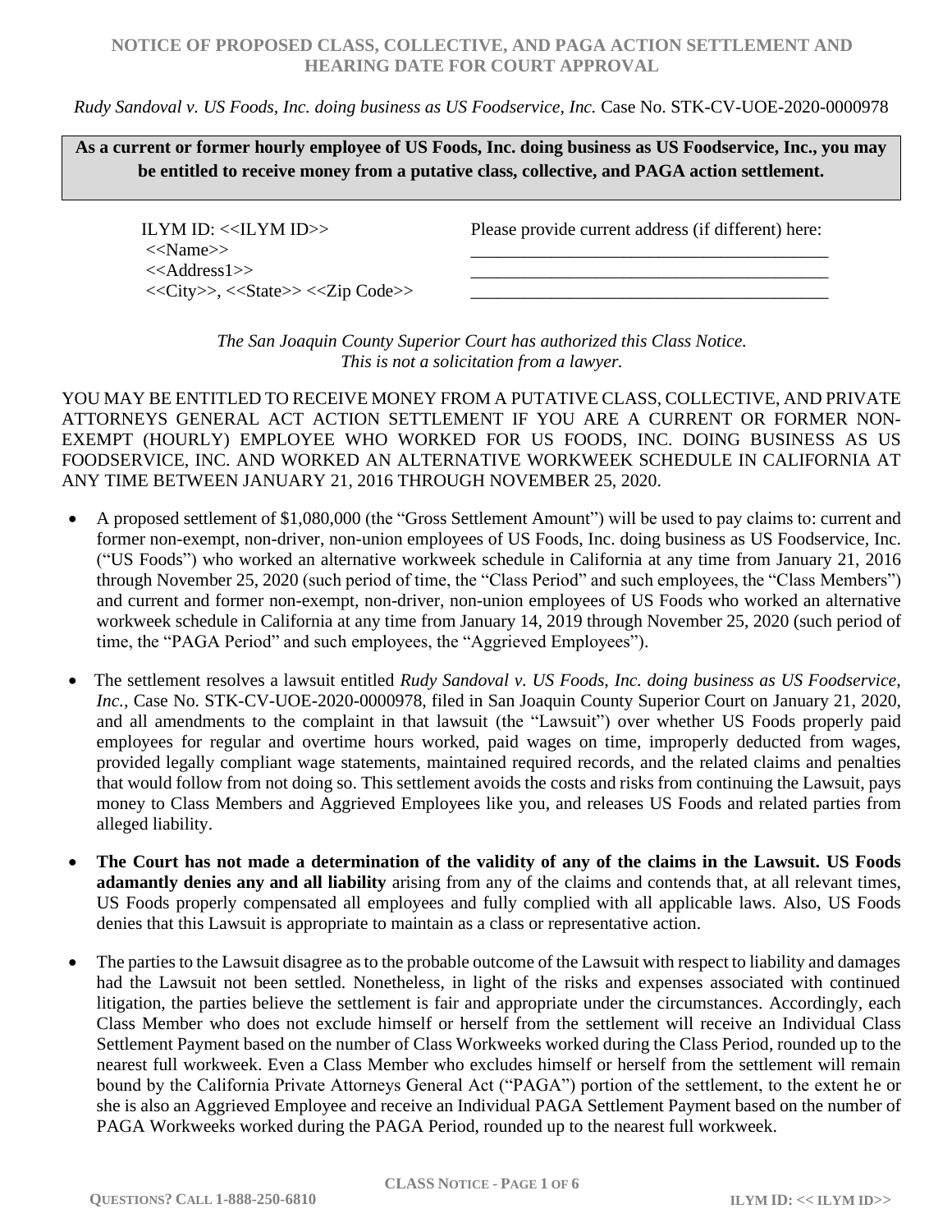# NOTICE OF PROPOSED CLASS, COLLECTIVE, AND PAGA ACTION SETTLEMENT AND HEARING DATE FOR COURT APPROVAL

*Rudy Sandoval v. US Foods, Inc. doing business as US Foodservice, Inc.* Case No. STK-CV-UOE-2020-0000978

**As a current or former hourly employee of US Foods, Inc. doing business as US Foodservice, Inc., you may be entitled to receive money from a putative class, collective, and PAGA action settlement.**

ILYM ID: <<ILYM ID>>
<<Name>>
<<Address1>>
<<City>>, <<State>> <<Zip Code>>

Please provide current address (if different) here:
\_\_\_\_\_\_\_\_\_\_\_\_\_\_\_\_\_\_\_\_\_\_\_\_\_\_\_\_\_\_\_\_\_\_\_\_\_\_\_\_
\_\_\_\_\_\_\_\_\_\_\_\_\_\_\_\_\_\_\_\_\_\_\_\_\_\_\_\_\_\_\_\_\_\_\_\_\_\_\_\_
\_\_\_\_\_\_\_\_\_\_\_\_\_\_\_\_\_\_\_\_\_\_\_\_\_\_\_\_\_\_\_\_\_\_\_\_\_\_\_\_

*The San Joaquin County Superior Court has authorized this Class Notice.*
*This is not a solicitation from a lawyer.*

YOU MAY BE ENTITLED TO RECEIVE MONEY FROM A PUTATIVE CLASS, COLLECTIVE, AND PRIVATE ATTORNEYS GENERAL ACT ACTION SETTLEMENT IF YOU ARE A CURRENT OR FORMER NON-EXEMPT (HOURLY) EMPLOYEE WHO WORKED FOR US FOODS, INC. DOING BUSINESS AS US FOODSERVICE, INC. AND WORKED AN ALTERNATIVE WORKWEEK SCHEDULE IN CALIFORNIA AT ANY TIME BETWEEN JANUARY 21, 2016 THROUGH NOVEMBER 25, 2020.

- A proposed settlement of $1,080,000 (the "Gross Settlement Amount") will be used to pay claims to: current and former non-exempt, non-driver, non-union employees of US Foods, Inc. doing business as US Foodservice, Inc. ("US Foods") who worked an alternative workweek schedule in California at any time from January 21, 2016 through November 25, 2020 (such period of time, the "Class Period" and such employees, the "Class Members") and current and former non-exempt, non-driver, non-union employees of US Foods who worked an alternative workweek schedule in California at any time from January 14, 2019 through November 25, 2020 (such period of time, the "PAGA Period" and such employees, the "Aggrieved Employees").

- The settlement resolves a lawsuit entitled *Rudy Sandoval v. US Foods, Inc. doing business as US Foodservice, Inc.,* Case No. STK-CV-UOE-2020-0000978, filed in San Joaquin County Superior Court on January 21, 2020, and all amendments to the complaint in that lawsuit (the "Lawsuit") over whether US Foods properly paid employees for regular and overtime hours worked, paid wages on time, improperly deducted from wages, provided legally compliant wage statements, maintained required records, and the related claims and penalties that would follow from not doing so. This settlement avoids the costs and risks from continuing the Lawsuit, pays money to Class Members and Aggrieved Employees like you, and releases US Foods and related parties from alleged liability.

- **The Court has not made a determination of the validity of any of the claims in the Lawsuit. US Foods adamantly denies any and all liability** arising from any of the claims and contends that, at all relevant times, US Foods properly compensated all employees and fully complied with all applicable laws. Also, US Foods denies that this Lawsuit is appropriate to maintain as a class or representative action.

- The parties to the Lawsuit disagree as to the probable outcome of the Lawsuit with respect to liability and damages had the Lawsuit not been settled. Nonetheless, in light of the risks and expenses associated with continued litigation, the parties believe the settlement is fair and appropriate under the circumstances. Accordingly, each Class Member who does not exclude himself or herself from the settlement will receive an Individual Class Settlement Payment based on the number of Class Workweeks worked during the Class Period, rounded up to the nearest full workweek. Even a Class Member who excludes himself or herself from the settlement will remain bound by the California Private Attorneys General Act ("PAGA") portion of the settlement, to the extent he or she is also an Aggrieved Employee and receive an Individual PAGA Settlement Payment based on the number of PAGA Workweeks worked during the PAGA Period, rounded up to the nearest full workweek.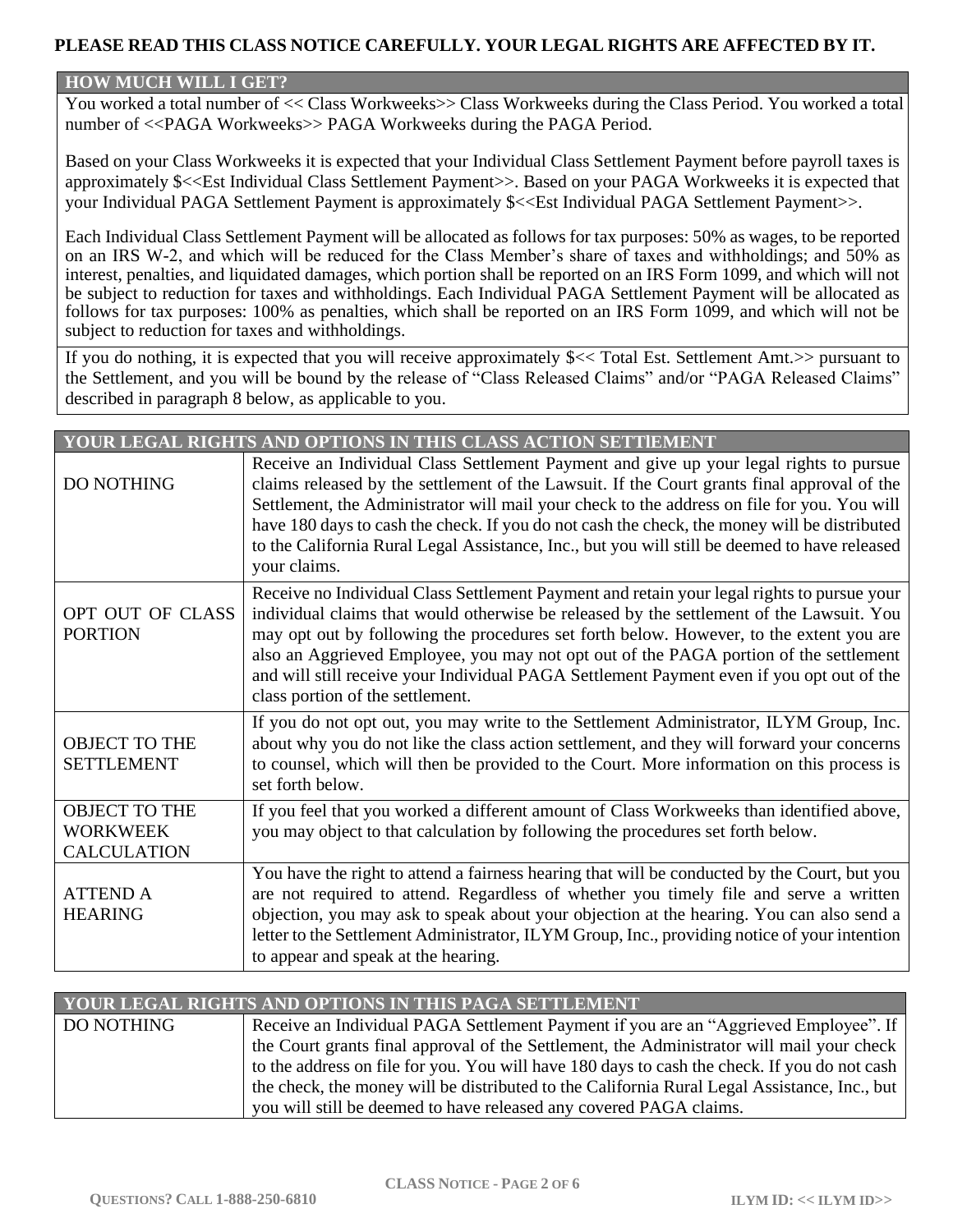**PLEASE READ THIS CLASS NOTICE CAREFULLY. YOUR LEGAL RIGHTS ARE AFFECTED BY IT.**

| **HOW MUCH WILL I GET?** |
|---|
| You worked a total number of << Class Workweeks>> Class Workweeks during the Class Period. You worked a total number of <<PAGA Workweeks>> PAGA Workweeks during the PAGA Period.<br><br>Based on your Class Workweeks it is expected that your Individual Class Settlement Payment before payroll taxes is approximately $<<Est Individual Class Settlement Payment>>. Based on your PAGA Workweeks it is expected that your Individual PAGA Settlement Payment is approximately $<<Est Individual PAGA Settlement Payment>>.<br><br>Each Individual Class Settlement Payment will be allocated as follows for tax purposes: 50% as wages, to be reported on an IRS W-2, and which will be reduced for the Class Member's share of taxes and withholdings; and 50% as interest, penalties, and liquidated damages, which portion shall be reported on an IRS Form 1099, and which will not be subject to reduction for taxes and withholdings. Each Individual PAGA Settlement Payment will be allocated as follows for tax purposes: 100% as penalties, which shall be reported on an IRS Form 1099, and which will not be subject to reduction for taxes and withholdings. |
| If you do nothing, it is expected that you will receive approximately $<< Total Est. Settlement Amt.>> pursuant to the Settlement, and you will be bound by the release of "Class Released Claims" and/or "PAGA Released Claims" described in paragraph 8 below, as applicable to you. |

| **YOUR LEGAL RIGHTS AND OPTIONS IN THIS CLASS ACTION SETTlEMENT** | |
|---|---|
| DO NOTHING | Receive an Individual Class Settlement Payment and give up your legal rights to pursue claims released by the settlement of the Lawsuit. If the Court grants final approval of the Settlement, the Administrator will mail your check to the address on file for you. You will have 180 days to cash the check. If you do not cash the check, the money will be distributed to the California Rural Legal Assistance, Inc., but you will still be deemed to have released your claims. |
| OPT OUT OF CLASS PORTION | Receive no Individual Class Settlement Payment and retain your legal rights to pursue your individual claims that would otherwise be released by the settlement of the Lawsuit. You may opt out by following the procedures set forth below. However, to the extent you are also an Aggrieved Employee, you may not opt out of the PAGA portion of the settlement and will still receive your Individual PAGA Settlement Payment even if you opt out of the class portion of the settlement. |
| OBJECT TO THE SETTLEMENT | If you do not opt out, you may write to the Settlement Administrator, ILYM Group, Inc. about why you do not like the class action settlement, and they will forward your concerns to counsel, which will then be provided to the Court. More information on this process is set forth below. |
| OBJECT TO THE WORKWEEK CALCULATION | If you feel that you worked a different amount of Class Workweeks than identified above, you may object to that calculation by following the procedures set forth below. |
| ATTEND A HEARING | You have the right to attend a fairness hearing that will be conducted by the Court, but you are not required to attend. Regardless of whether you timely file and serve a written objection, you may ask to speak about your objection at the hearing. You can also send a letter to the Settlement Administrator, ILYM Group, Inc., providing notice of your intention to appear and speak at the hearing. |

| **YOUR LEGAL RIGHTS AND OPTIONS IN THIS PAGA SETTLEMENT** | |
|---|---|
| DO NOTHING | Receive an Individual PAGA Settlement Payment if you are an "Aggrieved Employee". If the Court grants final approval of the Settlement, the Administrator will mail your check to the address on file for you. You will have 180 days to cash the check. If you do not cash the check, the money will be distributed to the California Rural Legal Assistance, Inc., but you will still be deemed to have released any covered PAGA claims. |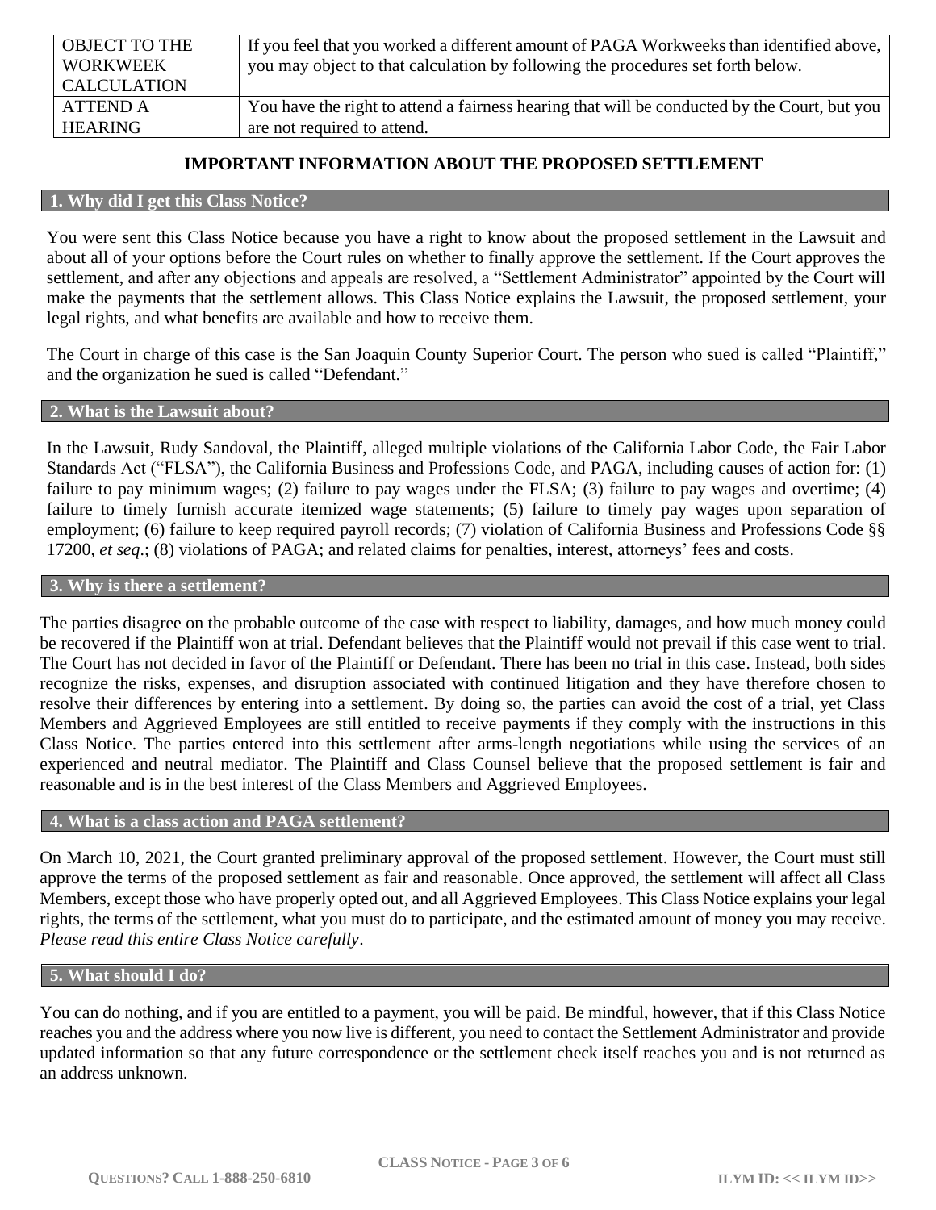| | |
|---|---|
| OBJECT TO THE WORKWEEK CALCULATION | If you feel that you worked a different amount of PAGA Workweeks than identified above, you may object to that calculation by following the procedures set forth below. |
| ATTEND A HEARING | You have the right to attend a fairness hearing that will be conducted by the Court, but you are not required to attend. |

## IMPORTANT INFORMATION ABOUT THE PROPOSED SETTLEMENT

### 1. Why did I get this Class Notice?

You were sent this Class Notice because you have a right to know about the proposed settlement in the Lawsuit and about all of your options before the Court rules on whether to finally approve the settlement. If the Court approves the settlement, and after any objections and appeals are resolved, a "Settlement Administrator" appointed by the Court will make the payments that the settlement allows. This Class Notice explains the Lawsuit, the proposed settlement, your legal rights, and what benefits are available and how to receive them.

The Court in charge of this case is the San Joaquin County Superior Court. The person who sued is called "Plaintiff," and the organization he sued is called "Defendant."

### 2. What is the Lawsuit about?

In the Lawsuit, Rudy Sandoval, the Plaintiff, alleged multiple violations of the California Labor Code, the Fair Labor Standards Act ("FLSA"), the California Business and Professions Code, and PAGA, including causes of action for: (1) failure to pay minimum wages; (2) failure to pay wages under the FLSA; (3) failure to pay wages and overtime; (4) failure to timely furnish accurate itemized wage statements; (5) failure to timely pay wages upon separation of employment; (6) failure to keep required payroll records; (7) violation of California Business and Professions Code §§ 17200, *et seq*.; (8) violations of PAGA; and related claims for penalties, interest, attorneys' fees and costs.

### 3. Why is there a settlement?

The parties disagree on the probable outcome of the case with respect to liability, damages, and how much money could be recovered if the Plaintiff won at trial. Defendant believes that the Plaintiff would not prevail if this case went to trial. The Court has not decided in favor of the Plaintiff or Defendant. There has been no trial in this case. Instead, both sides recognize the risks, expenses, and disruption associated with continued litigation and they have therefore chosen to resolve their differences by entering into a settlement. By doing so, the parties can avoid the cost of a trial, yet Class Members and Aggrieved Employees are still entitled to receive payments if they comply with the instructions in this Class Notice. The parties entered into this settlement after arms-length negotiations while using the services of an experienced and neutral mediator. The Plaintiff and Class Counsel believe that the proposed settlement is fair and reasonable and is in the best interest of the Class Members and Aggrieved Employees.

### 4. What is a class action and PAGA settlement?

On March 10, 2021, the Court granted preliminary approval of the proposed settlement. However, the Court must still approve the terms of the proposed settlement as fair and reasonable. Once approved, the settlement will affect all Class Members, except those who have properly opted out, and all Aggrieved Employees. This Class Notice explains your legal rights, the terms of the settlement, what you must do to participate, and the estimated amount of money you may receive. *Please read this entire Class Notice carefully*.

### 5. What should I do?

You can do nothing, and if you are entitled to a payment, you will be paid. Be mindful, however, that if this Class Notice reaches you and the address where you now live is different, you need to contact the Settlement Administrator and provide updated information so that any future correspondence or the settlement check itself reaches you and is not returned as an address unknown.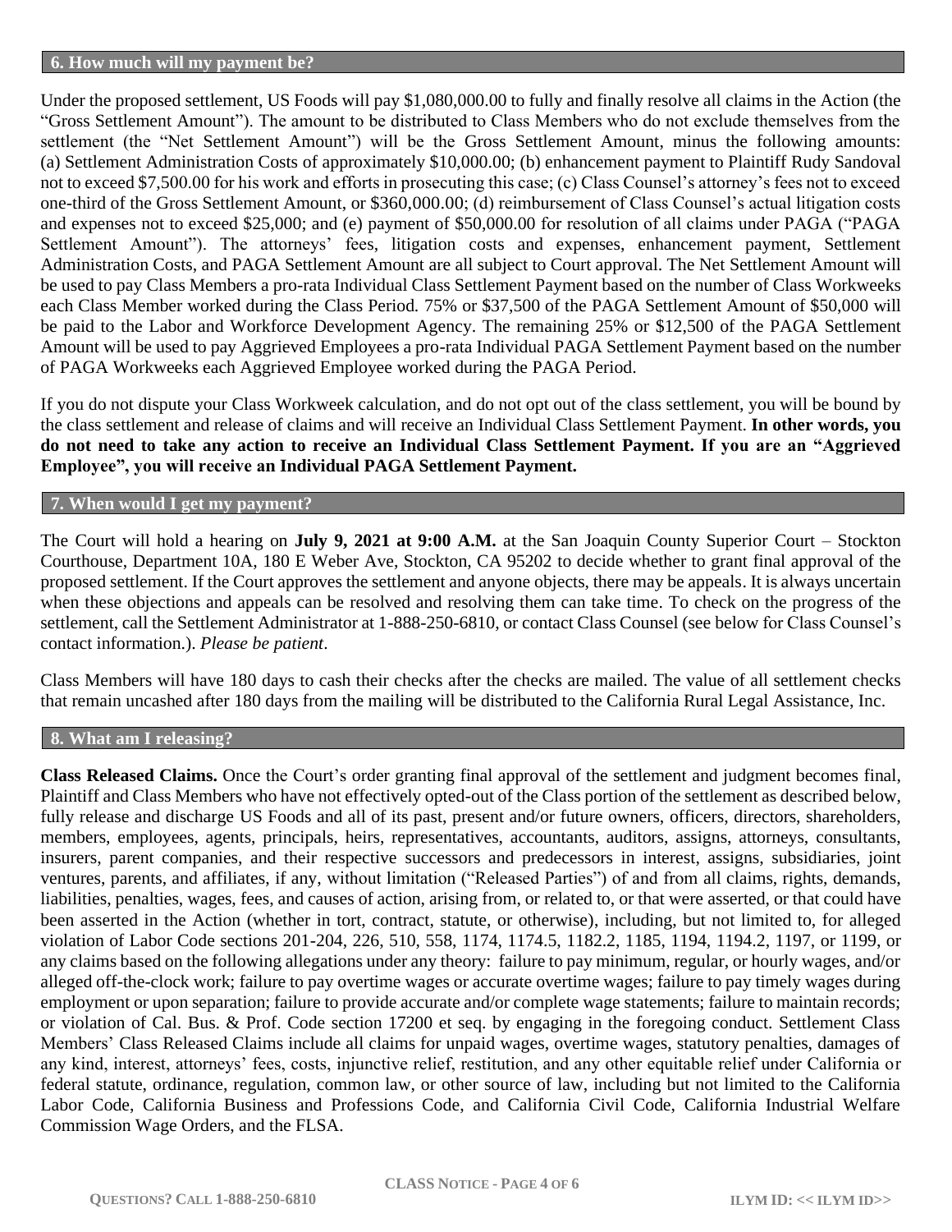## 6. How much will my payment be?

Under the proposed settlement, US Foods will pay $1,080,000.00 to fully and finally resolve all claims in the Action (the "Gross Settlement Amount"). The amount to be distributed to Class Members who do not exclude themselves from the settlement (the "Net Settlement Amount") will be the Gross Settlement Amount, minus the following amounts: (a) Settlement Administration Costs of approximately $10,000.00; (b) enhancement payment to Plaintiff Rudy Sandoval not to exceed $7,500.00 for his work and efforts in prosecuting this case; (c) Class Counsel's attorney's fees not to exceed one-third of the Gross Settlement Amount, or $360,000.00; (d) reimbursement of Class Counsel's actual litigation costs and expenses not to exceed $25,000; and (e) payment of $50,000.00 for resolution of all claims under PAGA ("PAGA Settlement Amount"). The attorneys' fees, litigation costs and expenses, enhancement payment, Settlement Administration Costs, and PAGA Settlement Amount are all subject to Court approval. The Net Settlement Amount will be used to pay Class Members a pro-rata Individual Class Settlement Payment based on the number of Class Workweeks each Class Member worked during the Class Period. 75% or $37,500 of the PAGA Settlement Amount of $50,000 will be paid to the Labor and Workforce Development Agency. The remaining 25% or $12,500 of the PAGA Settlement Amount will be used to pay Aggrieved Employees a pro-rata Individual PAGA Settlement Payment based on the number of PAGA Workweeks each Aggrieved Employee worked during the PAGA Period.

If you do not dispute your Class Workweek calculation, and do not opt out of the class settlement, you will be bound by the class settlement and release of claims and will receive an Individual Class Settlement Payment. **In other words, you do not need to take any action to receive an Individual Class Settlement Payment. If you are an "Aggrieved Employee", you will receive an Individual PAGA Settlement Payment.**

## 7. When would I get my payment?

The Court will hold a hearing on **July 9, 2021 at 9:00 A.M.** at the San Joaquin County Superior Court – Stockton Courthouse, Department 10A, 180 E Weber Ave, Stockton, CA 95202 to decide whether to grant final approval of the proposed settlement. If the Court approves the settlement and anyone objects, there may be appeals. It is always uncertain when these objections and appeals can be resolved and resolving them can take time. To check on the progress of the settlement, call the Settlement Administrator at 1-888-250-6810, or contact Class Counsel (see below for Class Counsel's contact information.). *Please be patient*.

Class Members will have 180 days to cash their checks after the checks are mailed. The value of all settlement checks that remain uncashed after 180 days from the mailing will be distributed to the California Rural Legal Assistance, Inc.

## 8. What am I releasing?

**Class Released Claims.** Once the Court's order granting final approval of the settlement and judgment becomes final, Plaintiff and Class Members who have not effectively opted-out of the Class portion of the settlement as described below, fully release and discharge US Foods and all of its past, present and/or future owners, officers, directors, shareholders, members, employees, agents, principals, heirs, representatives, accountants, auditors, assigns, attorneys, consultants, insurers, parent companies, and their respective successors and predecessors in interest, assigns, subsidiaries, joint ventures, parents, and affiliates, if any, without limitation ("Released Parties") of and from all claims, rights, demands, liabilities, penalties, wages, fees, and causes of action, arising from, or related to, or that were asserted, or that could have been asserted in the Action (whether in tort, contract, statute, or otherwise), including, but not limited to, for alleged violation of Labor Code sections 201-204, 226, 510, 558, 1174, 1174.5, 1182.2, 1185, 1194, 1194.2, 1197, or 1199, or any claims based on the following allegations under any theory: failure to pay minimum, regular, or hourly wages, and/or alleged off-the-clock work; failure to pay overtime wages or accurate overtime wages; failure to pay timely wages during employment or upon separation; failure to provide accurate and/or complete wage statements; failure to maintain records; or violation of Cal. Bus. & Prof. Code section 17200 et seq. by engaging in the foregoing conduct. Settlement Class Members' Class Released Claims include all claims for unpaid wages, overtime wages, statutory penalties, damages of any kind, interest, attorneys' fees, costs, injunctive relief, restitution, and any other equitable relief under California or federal statute, ordinance, regulation, common law, or other source of law, including but not limited to the California Labor Code, California Business and Professions Code, and California Civil Code, California Industrial Welfare Commission Wage Orders, and the FLSA.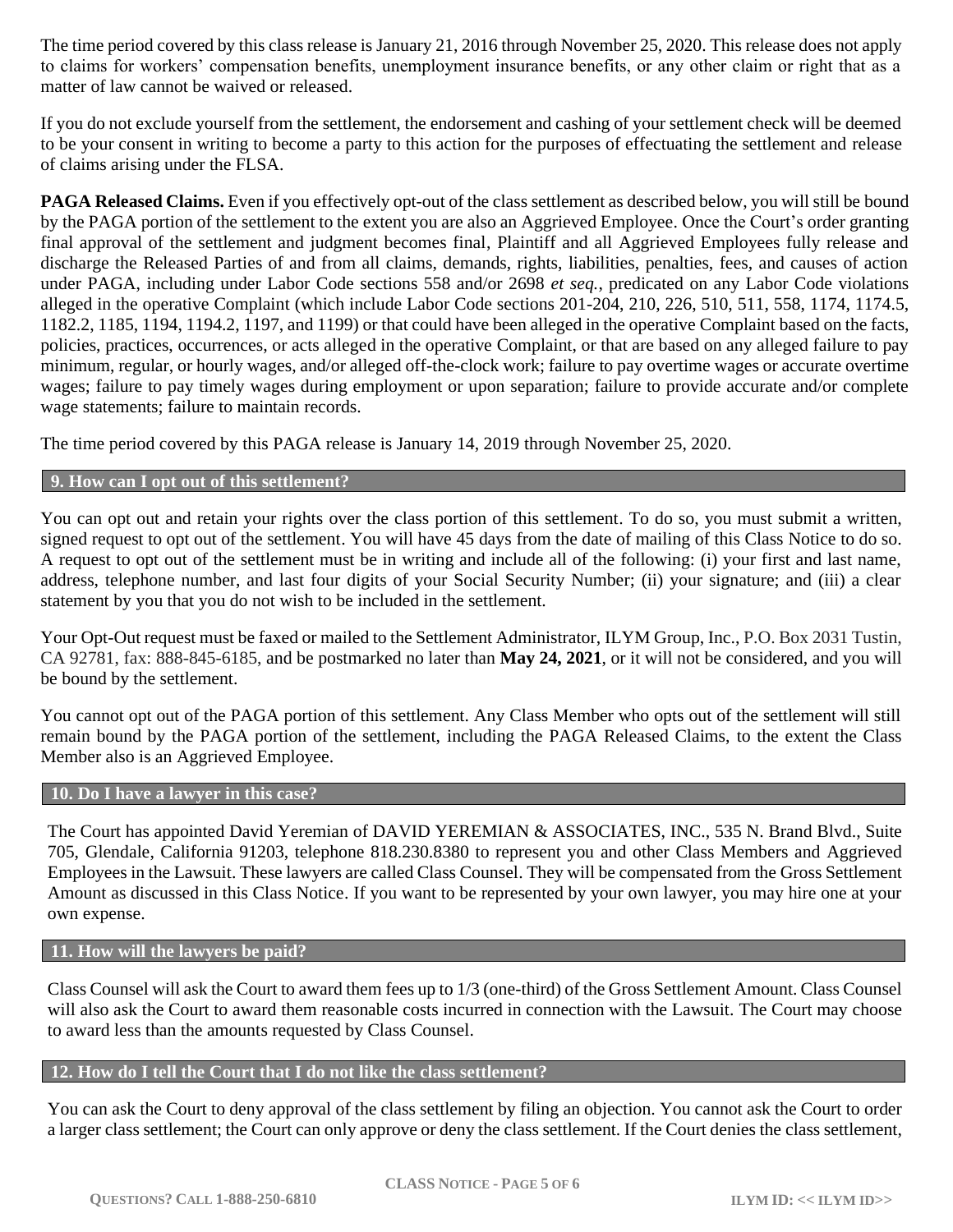The time period covered by this class release is January 21, 2016 through November 25, 2020. This release does not apply to claims for workers' compensation benefits, unemployment insurance benefits, or any other claim or right that as a matter of law cannot be waived or released.

If you do not exclude yourself from the settlement, the endorsement and cashing of your settlement check will be deemed to be your consent in writing to become a party to this action for the purposes of effectuating the settlement and release of claims arising under the FLSA.

**PAGA Released Claims.** Even if you effectively opt-out of the class settlement as described below, you will still be bound by the PAGA portion of the settlement to the extent you are also an Aggrieved Employee. Once the Court's order granting final approval of the settlement and judgment becomes final, Plaintiff and all Aggrieved Employees fully release and discharge the Released Parties of and from all claims, demands, rights, liabilities, penalties, fees, and causes of action under PAGA, including under Labor Code sections 558 and/or 2698 *et seq.*, predicated on any Labor Code violations alleged in the operative Complaint (which include Labor Code sections 201-204, 210, 226, 510, 511, 558, 1174, 1174.5, 1182.2, 1185, 1194, 1194.2, 1197, and 1199) or that could have been alleged in the operative Complaint based on the facts, policies, practices, occurrences, or acts alleged in the operative Complaint, or that are based on any alleged failure to pay minimum, regular, or hourly wages, and/or alleged off-the-clock work; failure to pay overtime wages or accurate overtime wages; failure to pay timely wages during employment or upon separation; failure to provide accurate and/or complete wage statements; failure to maintain records.

The time period covered by this PAGA release is January 14, 2019 through November 25, 2020.

## 9. How can I opt out of this settlement?

You can opt out and retain your rights over the class portion of this settlement. To do so, you must submit a written, signed request to opt out of the settlement. You will have 45 days from the date of mailing of this Class Notice to do so. A request to opt out of the settlement must be in writing and include all of the following: (i) your first and last name, address, telephone number, and last four digits of your Social Security Number; (ii) your signature; and (iii) a clear statement by you that you do not wish to be included in the settlement.

Your Opt-Out request must be faxed or mailed to the Settlement Administrator, ILYM Group, Inc., P.O. Box 2031 Tustin, CA 92781, fax: 888-845-6185, and be postmarked no later than **May 24, 2021**, or it will not be considered, and you will be bound by the settlement.

You cannot opt out of the PAGA portion of this settlement. Any Class Member who opts out of the settlement will still remain bound by the PAGA portion of the settlement, including the PAGA Released Claims, to the extent the Class Member also is an Aggrieved Employee.

## 10. Do I have a lawyer in this case?

The Court has appointed David Yeremian of DAVID YEREMIAN & ASSOCIATES, INC., 535 N. Brand Blvd., Suite 705, Glendale, California 91203, telephone 818.230.8380 to represent you and other Class Members and Aggrieved Employees in the Lawsuit. These lawyers are called Class Counsel. They will be compensated from the Gross Settlement Amount as discussed in this Class Notice. If you want to be represented by your own lawyer, you may hire one at your own expense.

## 11. How will the lawyers be paid?

Class Counsel will ask the Court to award them fees up to 1/3 (one-third) of the Gross Settlement Amount. Class Counsel will also ask the Court to award them reasonable costs incurred in connection with the Lawsuit. The Court may choose to award less than the amounts requested by Class Counsel.

## 12. How do I tell the Court that I do not like the class settlement?

You can ask the Court to deny approval of the class settlement by filing an objection. You cannot ask the Court to order a larger class settlement; the Court can only approve or deny the class settlement. If the Court denies the class settlement,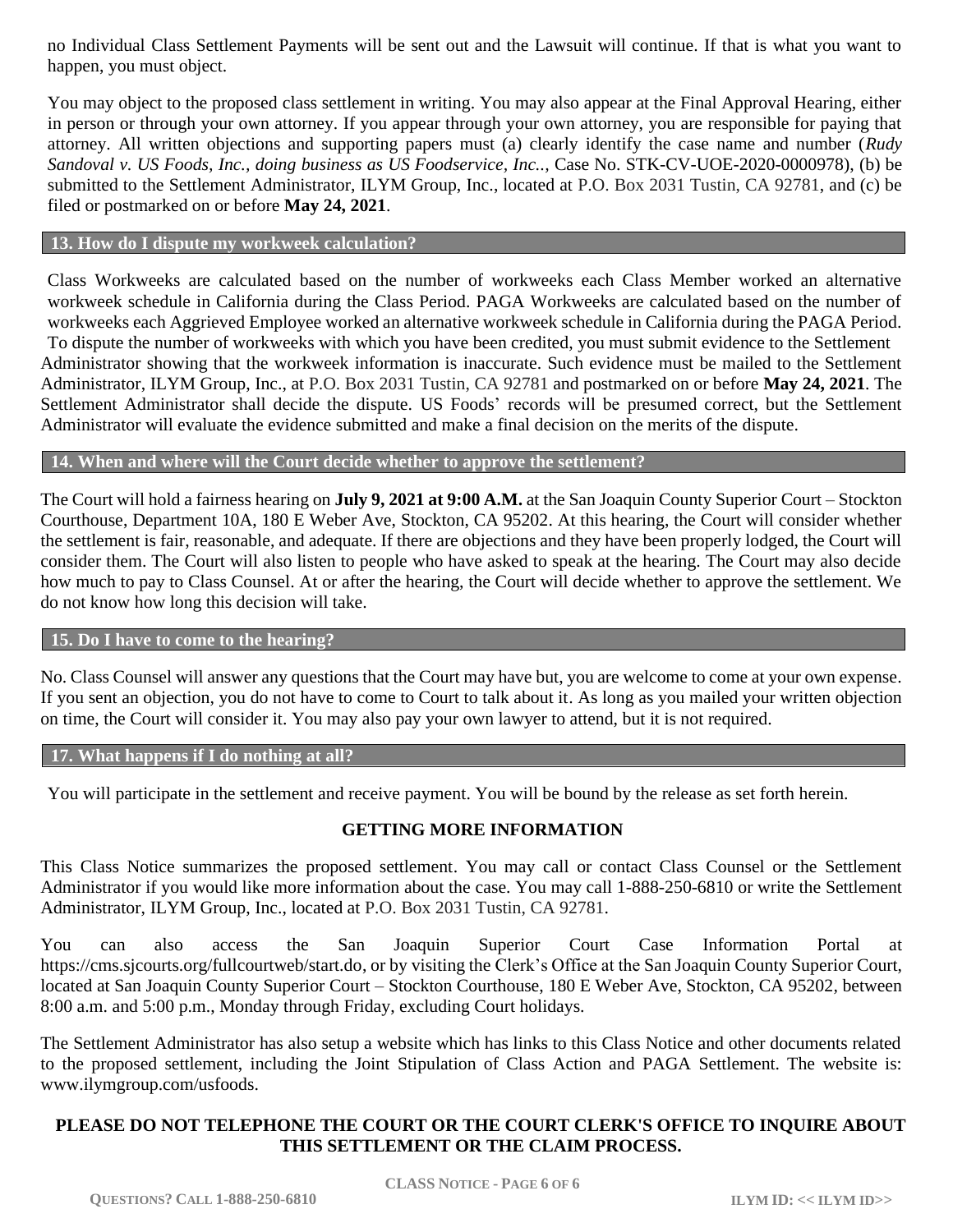no Individual Class Settlement Payments will be sent out and the Lawsuit will continue. If that is what you want to happen, you must object.

You may object to the proposed class settlement in writing. You may also appear at the Final Approval Hearing, either in person or through your own attorney. If you appear through your own attorney, you are responsible for paying that attorney. All written objections and supporting papers must (a) clearly identify the case name and number (*Rudy Sandoval v. US Foods, Inc., doing business as US Foodservice, Inc..,* Case No. STK-CV-UOE-2020-0000978), (b) be submitted to the Settlement Administrator, ILYM Group, Inc., located at P.O. Box 2031 Tustin, CA 92781, and (c) be filed or postmarked on or before **May 24, 2021**.

## 13. How do I dispute my workweek calculation?

Class Workweeks are calculated based on the number of workweeks each Class Member worked an alternative workweek schedule in California during the Class Period. PAGA Workweeks are calculated based on the number of workweeks each Aggrieved Employee worked an alternative workweek schedule in California during the PAGA Period. To dispute the number of workweeks with which you have been credited, you must submit evidence to the Settlement Administrator showing that the workweek information is inaccurate. Such evidence must be mailed to the Settlement Administrator, ILYM Group, Inc., at P.O. Box 2031 Tustin, CA 92781 and postmarked on or before **May 24, 2021**. The Settlement Administrator shall decide the dispute. US Foods' records will be presumed correct, but the Settlement Administrator will evaluate the evidence submitted and make a final decision on the merits of the dispute.

## 14. When and where will the Court decide whether to approve the settlement?

The Court will hold a fairness hearing on **July 9, 2021 at 9:00 A.M.** at the San Joaquin County Superior Court – Stockton Courthouse, Department 10A, 180 E Weber Ave, Stockton, CA 95202. At this hearing, the Court will consider whether the settlement is fair, reasonable, and adequate. If there are objections and they have been properly lodged, the Court will consider them. The Court will also listen to people who have asked to speak at the hearing. The Court may also decide how much to pay to Class Counsel. At or after the hearing, the Court will decide whether to approve the settlement. We do not know how long this decision will take.

## 15. Do I have to come to the hearing?

No. Class Counsel will answer any questions that the Court may have but, you are welcome to come at your own expense. If you sent an objection, you do not have to come to Court to talk about it. As long as you mailed your written objection on time, the Court will consider it. You may also pay your own lawyer to attend, but it is not required.

## 17. What happens if I do nothing at all?

You will participate in the settlement and receive payment. You will be bound by the release as set forth herein.

## GETTING MORE INFORMATION

This Class Notice summarizes the proposed settlement. You may call or contact Class Counsel or the Settlement Administrator if you would like more information about the case. You may call 1-888-250-6810 or write the Settlement Administrator, ILYM Group, Inc., located at P.O. Box 2031 Tustin, CA 92781.

You can also access the San Joaquin Superior Court Case Information Portal at https://cms.sjcourts.org/fullcourtweb/start.do, or by visiting the Clerk's Office at the San Joaquin County Superior Court, located at San Joaquin County Superior Court – Stockton Courthouse, 180 E Weber Ave, Stockton, CA 95202, between 8:00 a.m. and 5:00 p.m., Monday through Friday, excluding Court holidays.

The Settlement Administrator has also setup a website which has links to this Class Notice and other documents related to the proposed settlement, including the Joint Stipulation of Class Action and PAGA Settlement. The website is: www.ilymgroup.com/usfoods.

**PLEASE DO NOT TELEPHONE THE COURT OR THE COURT CLERK'S OFFICE TO INQUIRE ABOUT THIS SETTLEMENT OR THE CLAIM PROCESS.**